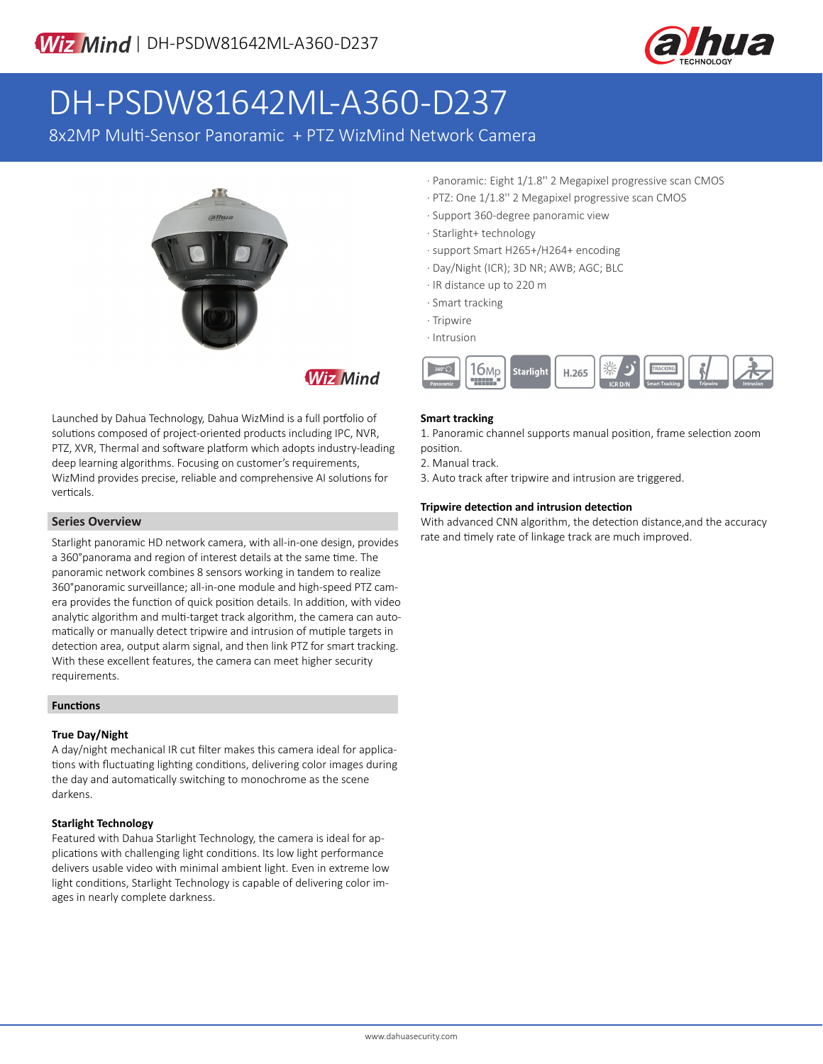WizMind | DH-PSDW81642ML-A360-D237

# DH-PSDW81642ML-A360-D237

8x2MP Multi-Sensor Panoramic + PTZ WizMind Network Camera

- Panoramic: Eight 1/1.8'' 2 Megapixel progressive scan CMOS
- PTZ: One 1/1.8'' 2 Megapixel progressive scan CMOS
- Support 360-degree panoramic view
- Starlight+ technology
- support Smart H265+/H264+ encoding
- Day/Night (ICR); 3D NR; AWB; AGC; BLC
- IR distance up to 220 m
- Smart tracking
- Tripwire
- Intrusion

Launched by Dahua Technology, Dahua WizMind is a full portfolio of solutions composed of project-oriented products including IPC, NVR, PTZ, XVR, Thermal and software platform which adopts industry-leading deep learning algorithms. Focusing on customer's requirements, WizMind provides precise, reliable and comprehensive AI solutions for verticals.

## Series Overview

Starlight panoramic HD network camera, with all-in-one design, provides a 360°panorama and region of interest details at the same time. The panoramic network combines 8 sensors working in tandem to realize 360°panoramic surveillance; all-in-one module and high-speed PTZ camera provides the function of quick position details. In addition, with video analytic algorithm and multi-target track algorithm, the camera can automatically or manually detect tripwire and intrusion of mutiple targets in detection area, output alarm signal, and then link PTZ for smart tracking. With these excellent features, the camera can meet higher security requirements.

## Functions

### True Day/Night

A day/night mechanical IR cut filter makes this camera ideal for applications with fluctuating lighting conditions, delivering color images during the day and automatically switching to monochrome as the scene darkens.

### Starlight Technology

Featured with Dahua Starlight Technology, the camera is ideal for applications with challenging light conditions. Its low light performance delivers usable video with minimal ambient light. Even in extreme low light conditions, Starlight Technology is capable of delivering color images in nearly complete darkness.

### Smart tracking

1. Panoramic channel supports manual position, frame selection zoom position.
2. Manual track.
3. Auto track after tripwire and intrusion are triggered.

### Tripwire detection and intrusion detection

With advanced CNN algorithm, the detection distance,and the accuracy rate and timely rate of linkage track are much improved.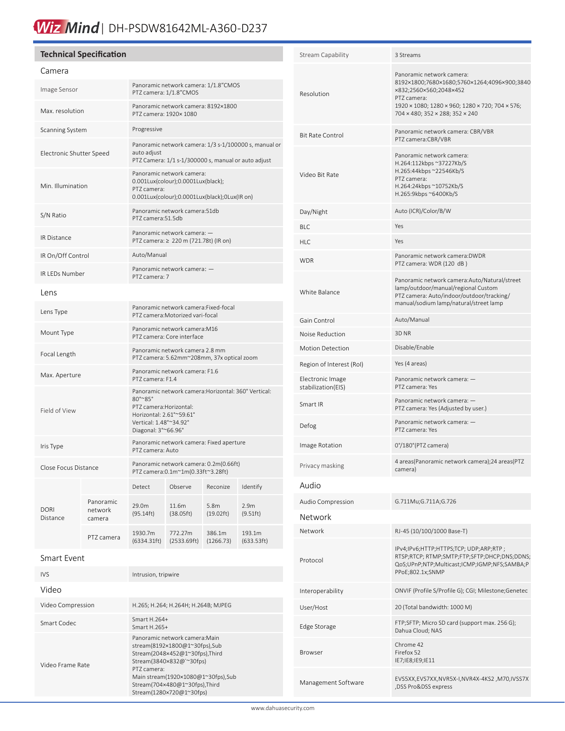# Wiz Mind | DH-PSDW81642ML-A360-D237

## Technical Specification

### Camera

| | |
|---|---|
| Image Sensor | Panoramic network camera: 1/1.8"CMOS<br>PTZ camera: 1/1.8"CMOS |
| Max. resolution | Panoramic network camera: 8192×1800<br>PTZ camera: 1920× 1080 |
| Scanning System | Progressive |
| Electronic Shutter Speed | Panoramic network camera: 1/3 s-1/100000 s, manual or auto adjust<br>PTZ Camera: 1/1 s-1/300000 s, manual or auto adjust |
| Min. Illumination | Panoramic network camera:<br>0.001Lux(colour);0.0001Lux(black);<br>PTZ camera:<br>0.001Lux(colour);0.0001Lux(black);0Lux(IR on) |
| S/N Ratio | Panoramic network camera:51db<br>PTZ camera:51.5db |
| IR Distance | Panoramic network camera: —<br>PTZ camera: ≥ 220 m (721.78t) (IR on) |
| IR On/Off Control | Auto/Manual |
| IR LEDs Number | Panoramic network camera: —<br>PTZ camera: 7 |

### Lens

| | |
|---|---|
| Lens Type | Panoramic network camera:Fixed-focal<br>PTZ camera:Motorized vari-focal |
| Mount Type | Panoramic network camera:M16<br>PTZ camera: Core interface |
| Focal Length | Panoramic network camera 2.8 mm<br>PTZ camera: 5.62mm~208mm, 37x optical zoom |
| Max. Aperture | Panoramic network camera: F1.6<br>PTZ camera: F1.4 |
| Field of View | Panoramic network camera:Horizontal: 360° Vertical: 80°~85°<br>PTZ camera:Horizontal:<br>Horizontal: 2.61°~59.61°<br>Vertical: 1.48°~34.92°<br>Diagonal: 3°~66.96° |
| Iris Type | Panoramic network camera: Fixed aperture<br>PTZ camera: Auto |
| Close Focus Distance | Panoramic network camera: 0.2m(0.66ft)<br>PTZ camera:0.1m~1m(0.33ft~3.28ft) |

| | | Detect | Observe | Reconize | Identify |
|---|---|---|---|---|---|
| DORI Distance | Panoramic network camera | 29.0m (95.14ft) | 11.6m (38.05ft) | 5.8m (19.02ft) | 2.9m (9.51ft) |
| | PTZ camera | 1930.7m (6334.31ft) | 772.27m (2533.69ft) | 386.1m (1266.73) | 193.1m (633.53ft) |

### Smart Event

| | |
|---|---|
| IVS | Intrusion, tripwire |

### Video

| | |
|---|---|
| Video Compression | H.265; H.264; H.264H; H.264B; MJPEG |
| Smart Codec | Smart H.264+<br>Smart H.265+ |
| Video Frame Rate | Panoramic network camera:Main stream(8192×1800@1~30fps),Sub Stream(2048×452@1~30fps),Third Stream(3840×832@`~30fps)<br>PTZ camera:<br>Main stream(1920×1080@1~30fps),Sub Stream(704×480@1~30fps),Third Stream(1280×720@1~30fps) |
| Stream Capability | 3 Streams |
| Resolution | Panoramic network camera:<br>8192×1800;7680×1680;5760×1264;4096×900;3840×832;2560×560;2048×452<br>PTZ camera:<br>1920 × 1080; 1280 × 960; 1280 × 720; 704 × 576; 704 × 480; 352 × 288; 352 × 240 |
| Bit Rate Control | Panoramic network camera: CBR/VBR<br>PTZ camera:CBR/VBR |
| Video Bit Rate | Panoramic network camera:<br>H.264:112kbps ~37227Kb/S<br>H.265:44kbps ~22546Kb/S<br>PTZ camera:<br>H.264:24kbps ~10752Kb/S<br>H.265:9kbps ~6400Kb/S |
| Day/Night | Auto (ICR)/Color/B/W |
| BLC | Yes |
| HLC | Yes |
| WDR | Panoramic network camera:DWDR<br>PTZ camera: WDR (120 dB ) |
| White Balance | Panoramic network camera:Auto/Natural/street lamp/outdoor/manual/regional Custom<br>PTZ camera: Auto/indoor/outdoor/tracking/manual/sodium lamp/natural/street lamp |
| Gain Control | Auto/Manual |
| Noise Reduction | 3D NR |
| Motion Detection | Disable/Enable |
| Region of Interest (RoI) | Yes (4 areas) |
| Electronic Image stabilization(EIS) | Panoramic network camera: —<br>PTZ camera: Yes |
| Smart IR | Panoramic network camera: —<br>PTZ camera: Yes (Adjusted by user.) |
| Defog | Panoramic network camera: —<br>PTZ camera: Yes |
| Image Rotation | 0°/180°(PTZ camera) |
| Privacy masking | 4 areas(Panoramic network camera);24 areas(PTZ camera) |

### Audio

| | |
|---|---|
| Audio Compression | G.711Mu;G.711A;G.726 |

### Network

| | |
|---|---|
| Network | RJ-45 (10/100/1000 Base-T) |
| Protocol | IPv4;IPv6;HTTP;HTTPS;TCP; UDP;ARP;RTP ; RTSP;RTCP; RTMP;SMTP;FTP;SFTP;DHCP;DNS;DDNS;QoS;UPnP;NTP;Multicast;ICMP;IGMP;NFS;SAMBA;PPPoE;802.1x;SNMP |
| Interoperability | ONVIF (Profile S/Profile G); CGI; Milestone;Genetec |
| User/Host | 20 (Total bandwidth: 1000 M) |
| Edge Storage | FTP;SFTP; Micro SD card (support max. 256 G); Dahua Cloud; NAS |
| Browser | Chrome 42<br>Firefox 52<br>IE7;IE8;IE9;IE11 |
| Management Software | EVS5XX,EVS7XX,NVR5X-I,NVR4X-4KS2 ,M70,IVSS7X ,DSS Pro&DSS express |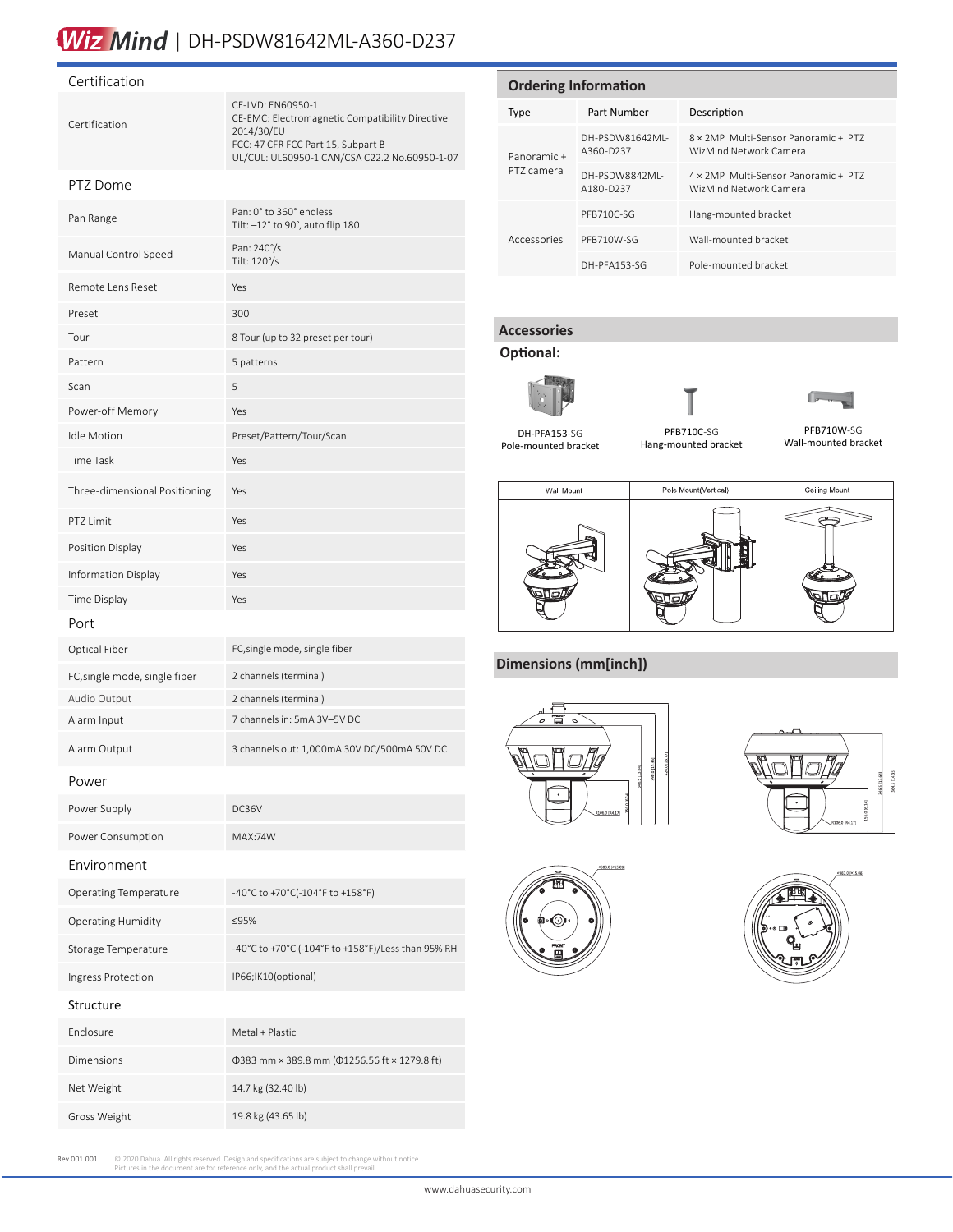# WizMind | DH-PSDW81642ML-A360-D237

## Certification

| | |
|---|---|
| Certification | CE-LVD: EN60950-1<br>CE-EMC: Electromagnetic Compatibility Directive 2014/30/EU<br>FCC: 47 CFR FCC Part 15, Subpart B<br>UL/CUL: UL60950-1 CAN/CSA C22.2 No.60950-1-07 |

## PTZ Dome

| | |
|---|---|
| Pan Range | Pan: 0° to 360° endless<br>Tilt: –12° to 90°, auto flip 180 |
| Manual Control Speed | Pan: 240°/s<br>Tilt: 120°/s |
| Remote Lens Reset | Yes |
| Preset | 300 |
| Tour | 8 Tour (up to 32 preset per tour) |
| Pattern | 5 patterns |
| Scan | 5 |
| Power-off Memory | Yes |
| Idle Motion | Preset/Pattern/Tour/Scan |
| Time Task | Yes |
| Three-dimensional Positioning | Yes |
| PTZ Limit | Yes |
| Position Display | Yes |
| Information Display | Yes |
| Time Display | Yes |

## Port

| | |
|---|---|
| Optical Fiber | FC,single mode, single fiber |
| FC,single mode, single fiber | 2 channels (terminal) |
| Audio Output | 2 channels (terminal) |
| Alarm Input | 7 channels in: 5mA 3V–5V DC |
| Alarm Output | 3 channels out: 1,000mA 30V DC/500mA 50V DC |

## Power

| | |
|---|---|
| Power Supply | DC36V |
| Power Consumption | MAX:74W |

## Environment

| | |
|---|---|
| Operating Temperature | -40°C to +70°C(-104°F to +158°F) |
| Operating Humidity | ≤95% |
| Storage Temperature | -40°C to +70°C (-104°F to +158°F)/Less than 95% RH |
| Ingress Protection | IP66;IK10(optional) |

## Structure

| | |
|---|---|
| Enclosure | Metal + Plastic |
| Dimensions | Φ383 mm × 389.8 mm (Φ1256.56 ft × 1279.8 ft) |
| Net Weight | 14.7 kg (32.40 lb) |
| Gross Weight | 19.8 kg (43.65 lb) |

## Ordering Information

| Type | Part Number | Description |
|---|---|---|
| Panoramic + PTZ camera | DH-PSDW81642ML-A360-D237 | 8 × 2MP Multi-Sensor Panoramic + PTZ WizMind Network Camera |
| | DH-PSDW8842ML-A180-D237 | 4 × 2MP Multi-Sensor Panoramic + PTZ WizMind Network Camera |
| Accessories | PFB710C-SG | Hang-mounted bracket |
| | PFB710W-SG | Wall-mounted bracket |
| | DH-PFA153-SG | Pole-mounted bracket |

## Accessories

### Optional:

DH-PFA153-SG
Pole-mounted bracket

PFB710C-SG
Hang-mounted bracket

PFB710W-SG
Wall-mounted bracket

Wall Mount

Pole Mount(Vertical)

Ceiling Mount

## Dimensions (mm[inch])

Rev 001.001 © 2020 Dahua. All rights reserved. Design and specifications are subject to change without notice.
Pictures in the document are for reference only, and the actual product shall prevail.

www.dahuasecurity.com